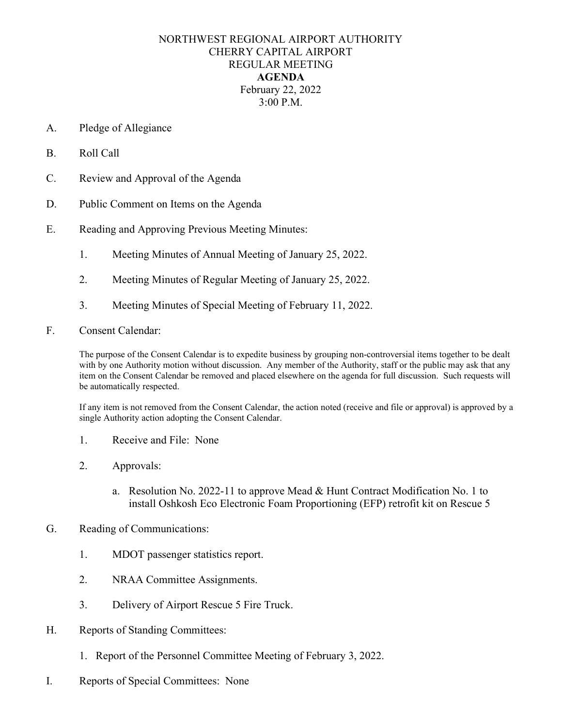# NORTHWEST REGIONAL AIRPORT AUTHORITY
## CHERRY CAPITAL AIRPORT
## REGULAR MEETING
## **AGENDA**
February 22, 2022
3:00 P.M.

A. Pledge of Allegiance

B. Roll Call

C. Review and Approval of the Agenda

D. Public Comment on Items on the Agenda

E. Reading and Approving Previous Meeting Minutes:

1. Meeting Minutes of Annual Meeting of January 25, 2022.
2. Meeting Minutes of Regular Meeting of January 25, 2022.
3. Meeting Minutes of Special Meeting of February 11, 2022.

F. Consent Calendar:

The purpose of the Consent Calendar is to expedite business by grouping non-controversial items together to be dealt with by one Authority motion without discussion. Any member of the Authority, staff or the public may ask that any item on the Consent Calendar be removed and placed elsewhere on the agenda for full discussion. Such requests will be automatically respected.

If any item is not removed from the Consent Calendar, the action noted (receive and file or approval) is approved by a single Authority action adopting the Consent Calendar.

1. Receive and File: None
2. Approvals:
   a. Resolution No. 2022-11 to approve Mead & Hunt Contract Modification No. 1 to install Oshkosh Eco Electronic Foam Proportioning (EFP) retrofit kit on Rescue 5

G. Reading of Communications:

1. MDOT passenger statistics report.
2. NRAA Committee Assignments.
3. Delivery of Airport Rescue 5 Fire Truck.

H. Reports of Standing Committees:

1. Report of the Personnel Committee Meeting of February 3, 2022.

I. Reports of Special Committees: None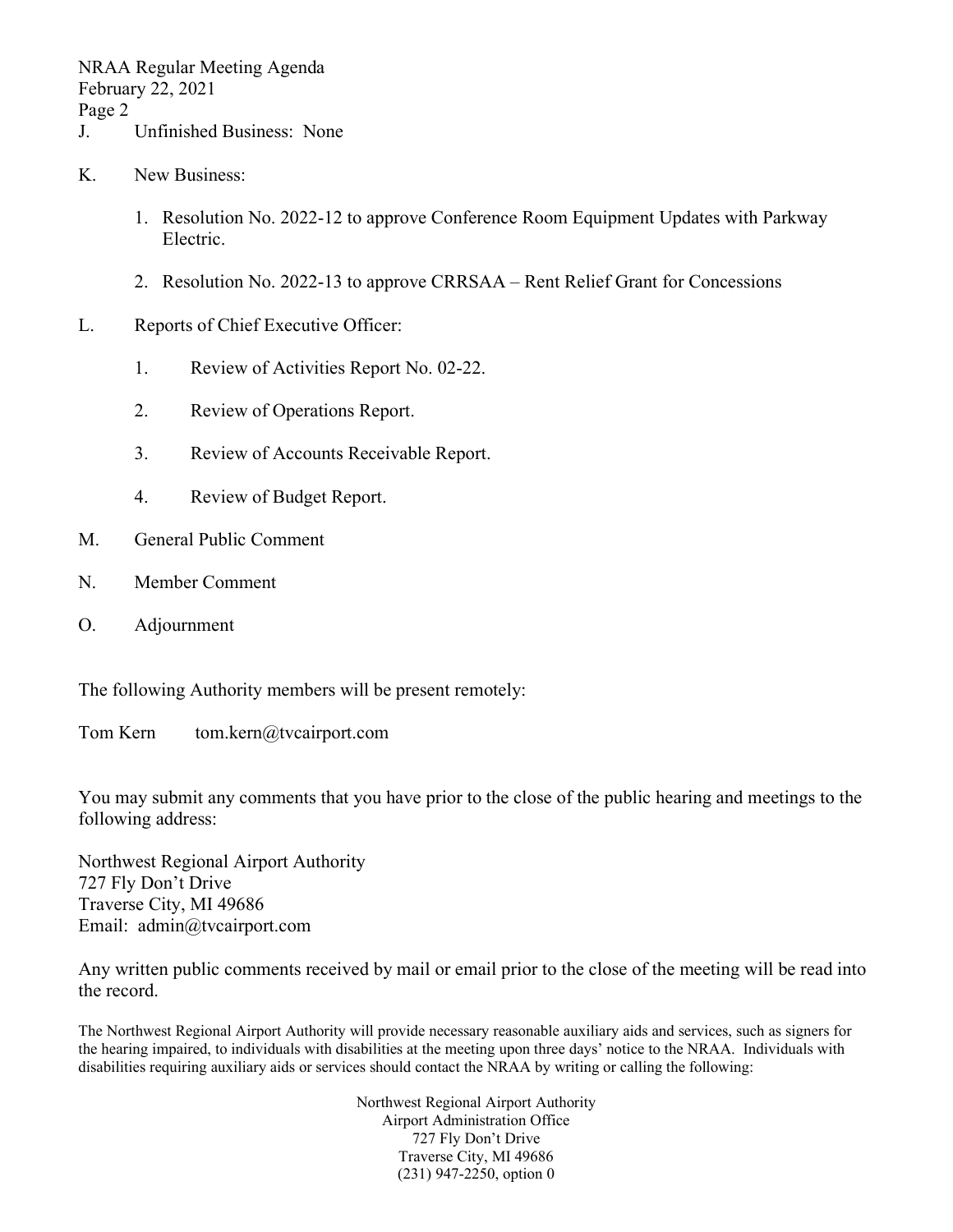J. Unfinished Business: None

K. New Business:

1. Resolution No. 2022-12 to approve Conference Room Equipment Updates with Parkway Electric.

2. Resolution No. 2022-13 to approve CRRSAA – Rent Relief Grant for Concessions

L. Reports of Chief Executive Officer:

1. Review of Activities Report No. 02-22.

2. Review of Operations Report.

3. Review of Accounts Receivable Report.

4. Review of Budget Report.

M. General Public Comment

N. Member Comment

O. Adjournment

The following Authority members will be present remotely:

Tom Kern tom.kern@tvcairport.com

You may submit any comments that you have prior to the close of the public hearing and meetings to the following address:

Northwest Regional Airport Authority
727 Fly Don't Drive
Traverse City, MI 49686
Email: admin@tvcairport.com

Any written public comments received by mail or email prior to the close of the meeting will be read into the record.

The Northwest Regional Airport Authority will provide necessary reasonable auxiliary aids and services, such as signers for the hearing impaired, to individuals with disabilities at the meeting upon three days' notice to the NRAA. Individuals with disabilities requiring auxiliary aids or services should contact the NRAA by writing or calling the following:

Northwest Regional Airport Authority
Airport Administration Office
727 Fly Don't Drive
Traverse City, MI 49686
(231) 947-2250, option 0